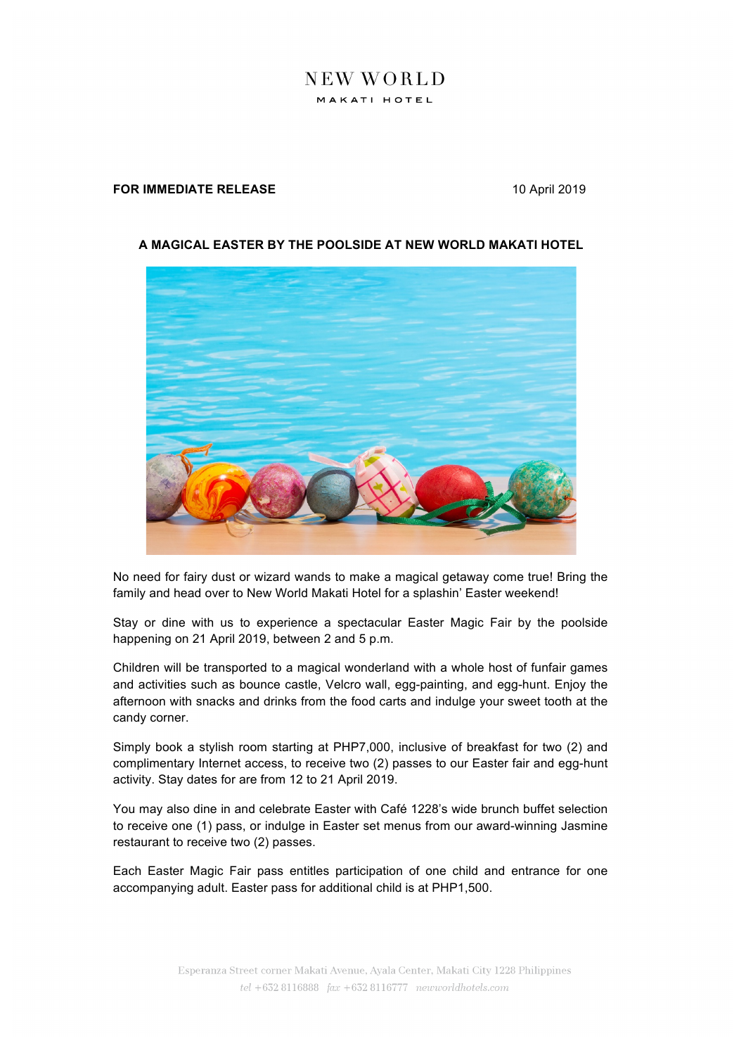NEW WORLD

MAKATI HOTEL

**FOR IMMEDIATE RELEASE** 10 April 2019

# A MAGICAL EASTER BY THE POOLSIDE AT NEW WORLD MAKATI HOTEL

No need for fairy dust or wizard wands to make a magical getaway come true! Bring the family and head over to New World Makati Hotel for a splashin' Easter weekend!

Stay or dine with us to experience a spectacular Easter Magic Fair by the poolside happening on 21 April 2019, between 2 and 5 p.m.

Children will be transported to a magical wonderland with a whole host of funfair games and activities such as bounce castle, Velcro wall, egg-painting, and egg-hunt. Enjoy the afternoon with snacks and drinks from the food carts and indulge your sweet tooth at the candy corner.

Simply book a stylish room starting at PHP7,000, inclusive of breakfast for two (2) and complimentary Internet access, to receive two (2) passes to our Easter fair and egg-hunt activity. Stay dates for are from 12 to 21 April 2019.

You may also dine in and celebrate Easter with Café 1228's wide brunch buffet selection to receive one (1) pass, or indulge in Easter set menus from our award-winning Jasmine restaurant to receive two (2) passes.

Each Easter Magic Fair pass entitles participation of one child and entrance for one accompanying adult. Easter pass for additional child is at PHP1,500.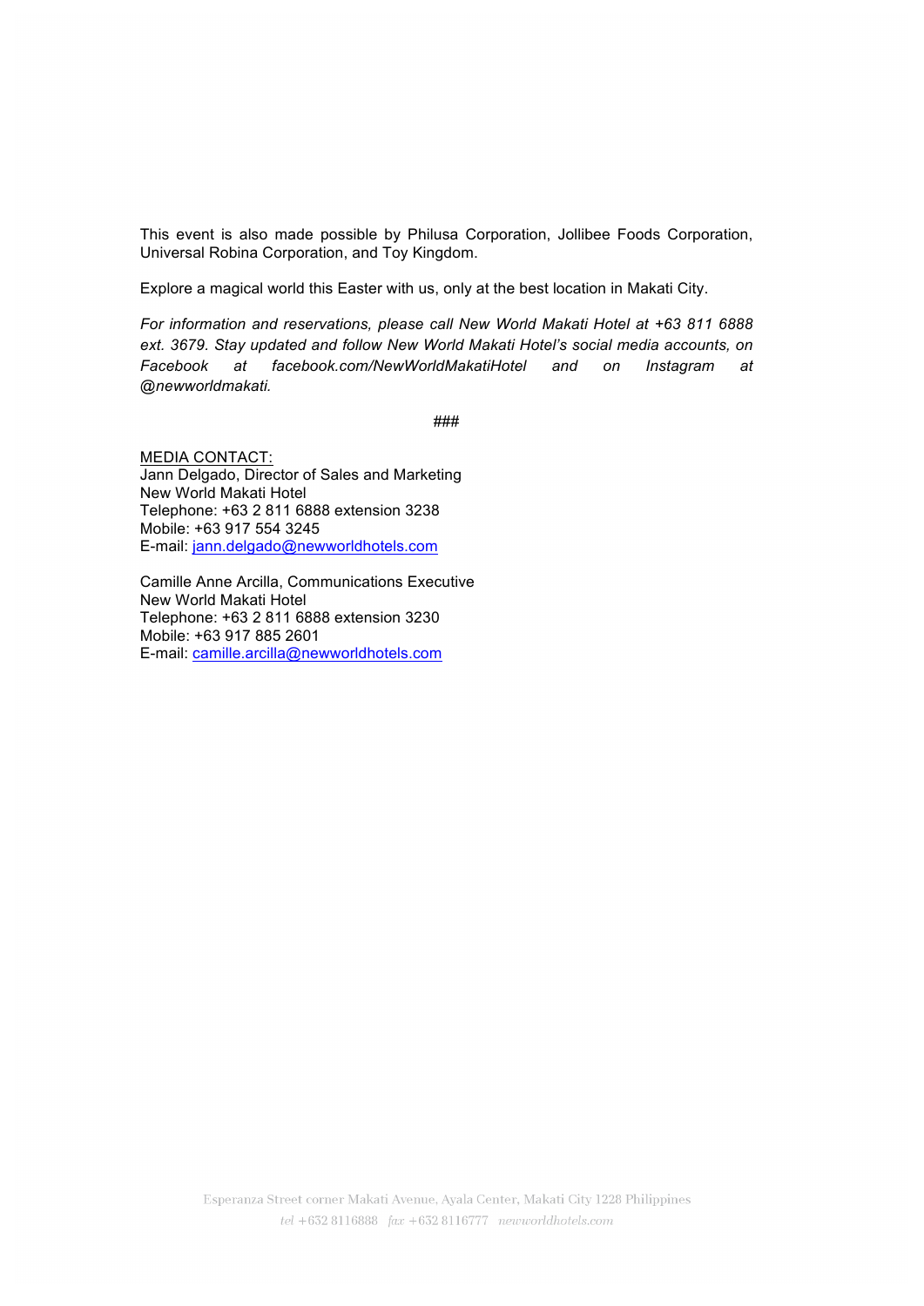This event is also made possible by Philusa Corporation, Jollibee Foods Corporation, Universal Robina Corporation, and Toy Kingdom.

Explore a magical world this Easter with us, only at the best location in Makati City.

*For information and reservations, please call New World Makati Hotel at +63 811 6888 ext. 3679. Stay updated and follow New World Makati Hotel's social media accounts, on Facebook at facebook.com/NewWorldMakatiHotel and on Instagram at @newworldmakati.*

###

MEDIA CONTACT:
Jann Delgado, Director of Sales and Marketing
New World Makati Hotel
Telephone: +63 2 811 6888 extension 3238
Mobile: +63 917 554 3245
E-mail: jann.delgado@newworldhotels.com

Camille Anne Arcilla, Communications Executive
New World Makati Hotel
Telephone: +63 2 811 6888 extension 3230
Mobile: +63 917 885 2601
E-mail: camille.arcilla@newworldhotels.com